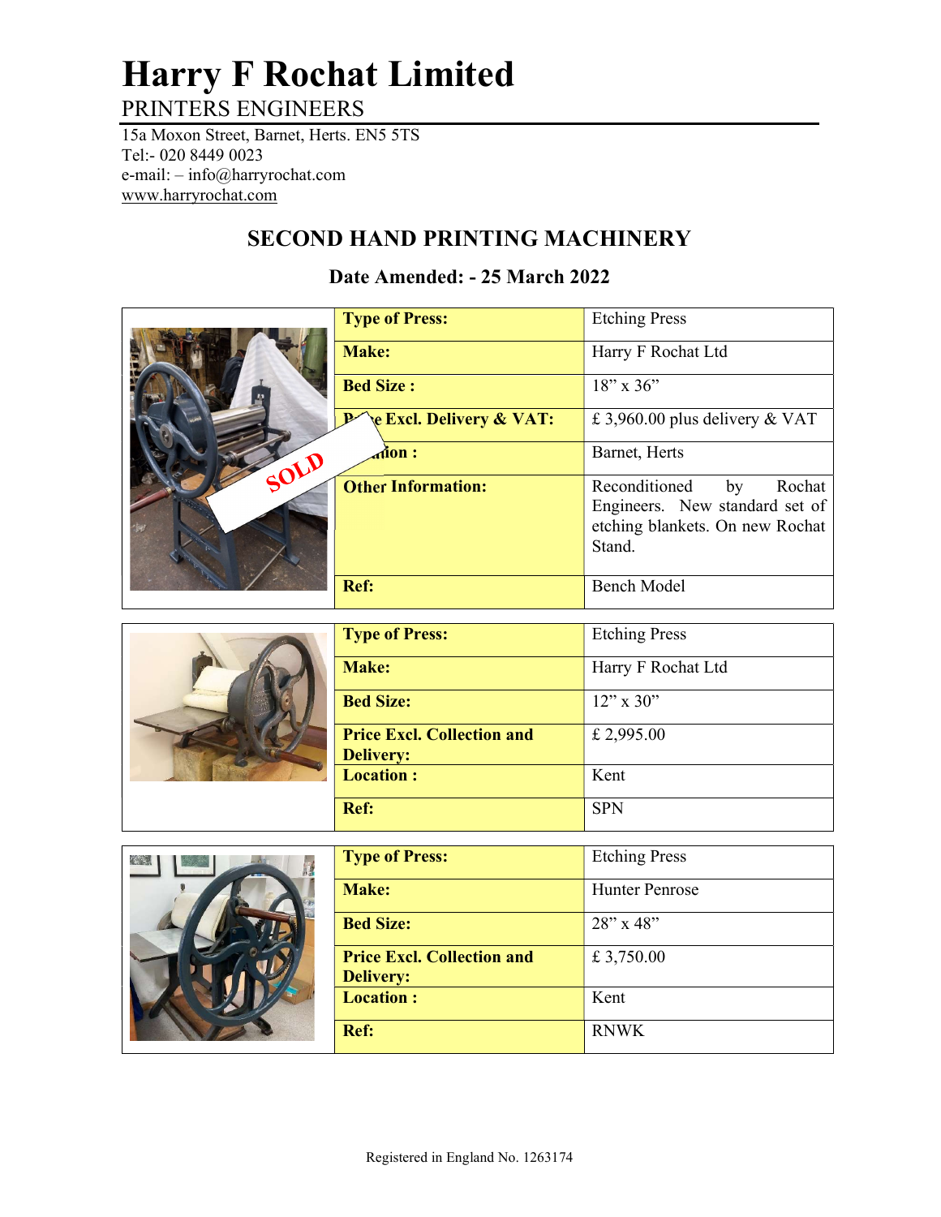# Harry F Rochat Limited

PRINTERS ENGINEERS

15a Moxon Street, Barnet, Herts. EN5 5TS
Tel:- 020 8449 0023
e-mail: – info@harryrochat.com
www.harryrochat.com

## SECOND HAND PRINTING MACHINERY

### Date Amended: - 25 March 2022

SOLD

| | |
|---|---|
| **Type of Press:** | Etching Press |
| **Make:** | Harry F Rochat Ltd |
| **Bed Size :** | 18" x 36" |
| **Price Excl. Delivery & VAT:** | £ 3,960.00 plus delivery & VAT |
| **Location :** | Barnet, Herts |
| **Other Information:** | Reconditioned by Rochat Engineers. New standard set of etching blankets. On new Rochat Stand. |
| **Ref:** | Bench Model |

| | |
|---|---|
| **Type of Press:** | Etching Press |
| **Make:** | Harry F Rochat Ltd |
| **Bed Size:** | 12" x 30" |
| **Price Excl. Collection and Delivery:** | £ 2,995.00 |
| **Location :** | Kent |
| **Ref:** | SPN |

| | |
|---|---|
| **Type of Press:** | Etching Press |
| **Make:** | Hunter Penrose |
| **Bed Size:** | 28" x 48" |
| **Price Excl. Collection and Delivery:** | £ 3,750.00 |
| **Location :** | Kent |
| **Ref:** | RNWK |

Registered in England No. 1263174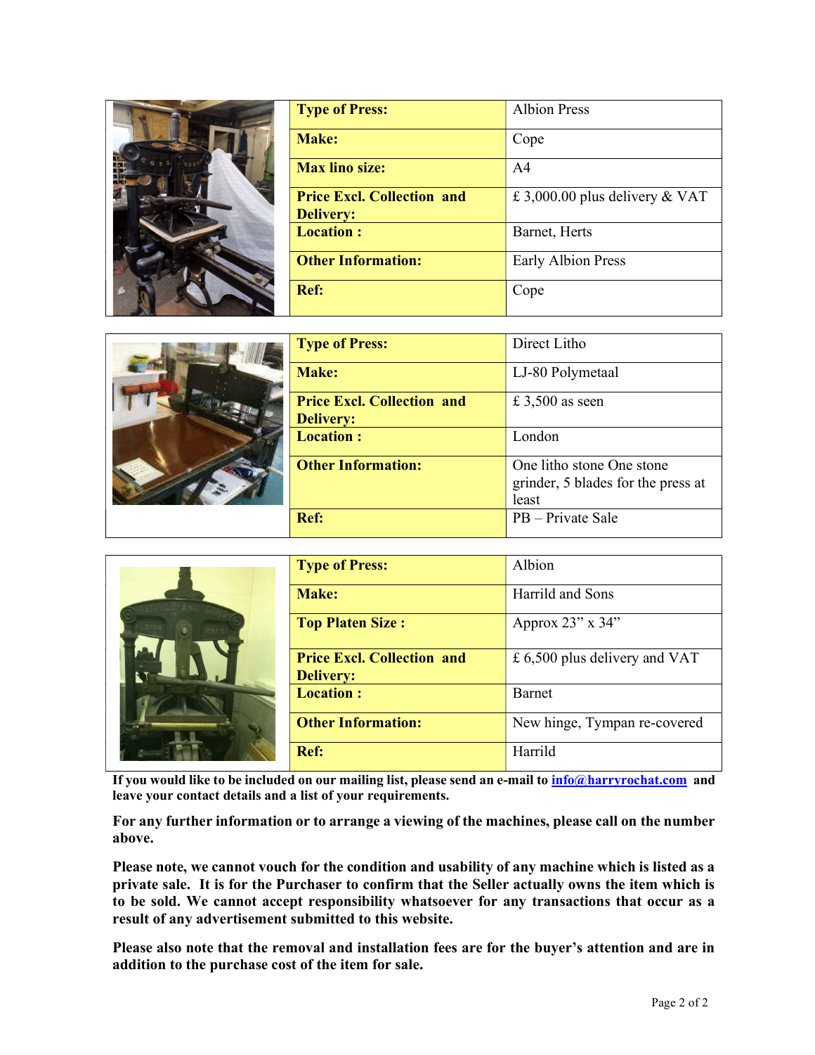| | |
|---|---|
| **Type of Press:** | Albion Press |
| **Make:** | Cope |
| **Max lino size:** | A4 |
| **Price Excl. Collection and Delivery:** | £ 3,000.00 plus delivery & VAT |
| **Location :** | Barnet, Herts |
| **Other Information:** | Early Albion Press |
| **Ref:** | Cope |

| | |
|---|---|
| **Type of Press:** | Direct Litho |
| **Make:** | LJ-80 Polymetaal |
| **Price Excl. Collection and Delivery:** | £ 3,500 as seen |
| **Location :** | London |
| **Other Information:** | One litho stone One stone grinder, 5 blades for the press at least |
| **Ref:** | PB – Private Sale |

| | |
|---|---|
| **Type of Press:** | Albion |
| **Make:** | Harrild and Sons |
| **Top Platen Size :** | Approx 23" x 34" |
| **Price Excl. Collection and Delivery:** | £ 6,500 plus delivery and VAT |
| **Location :** | Barnet |
| **Other Information:** | New hinge, Tympan re-covered |
| **Ref:** | Harrild |

**If you would like to be included on our mailing list, please send an e-mail to info@harryrochat.com and leave your contact details and a list of your requirements.**

**For any further information or to arrange a viewing of the machines, please call on the number above.**

**Please note, we cannot vouch for the condition and usability of any machine which is listed as a private sale. It is for the Purchaser to confirm that the Seller actually owns the item which is to be sold. We cannot accept responsibility whatsoever for any transactions that occur as a result of any advertisement submitted to this website.**

**Please also note that the removal and installation fees are for the buyer's attention and are in addition to the purchase cost of the item for sale.**